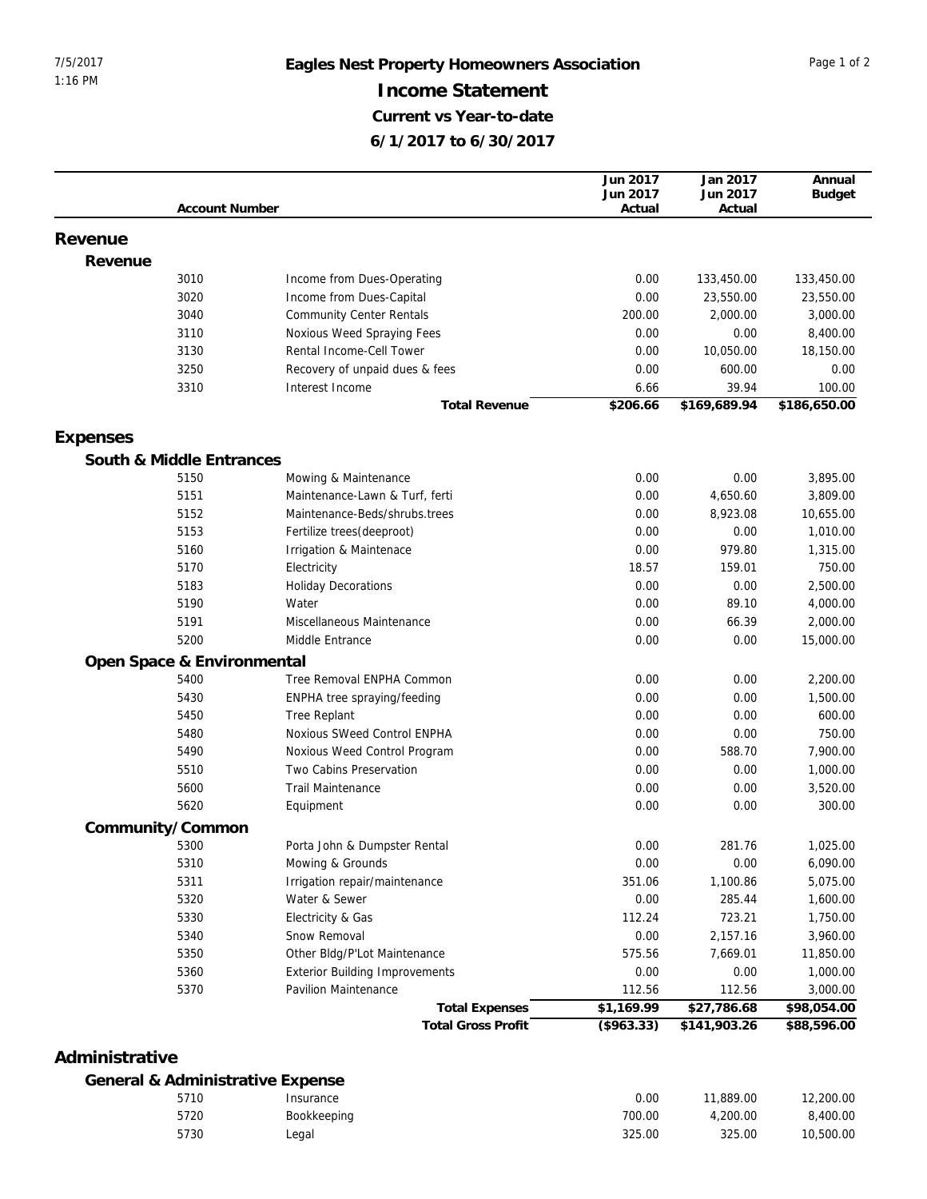7/5/2017
1:16 PM

# Eagles Nest Property Homeowners Association

## Income Statement

### Current vs Year-to-date

### 6/1/2017 to 6/30/2017

| Account Number | | Jun 2017 Jun 2017 Actual | Jan 2017 Jun 2017 Actual | Annual Budget |
|---|---|---|---|---|
| **Revenue** | | | | |
| **Revenue** | | | | |
| 3010 | Income from Dues-Operating | 0.00 | 133,450.00 | 133,450.00 |
| 3020 | Income from Dues-Capital | 0.00 | 23,550.00 | 23,550.00 |
| 3040 | Community Center Rentals | 200.00 | 2,000.00 | 3,000.00 |
| 3110 | Noxious Weed Spraying Fees | 0.00 | 0.00 | 8,400.00 |
| 3130 | Rental Income-Cell Tower | 0.00 | 10,050.00 | 18,150.00 |
| 3250 | Recovery of unpaid dues & fees | 0.00 | 600.00 | 0.00 |
| 3310 | Interest Income | 6.66 | 39.94 | 100.00 |
| | **Total Revenue** | **$206.66** | **$169,689.94** | **$186,650.00** |
| **Expenses** | | | | |
| **South & Middle Entrances** | | | | |
| 5150 | Mowing & Maintenance | 0.00 | 0.00 | 3,895.00 |
| 5151 | Maintenance-Lawn & Turf, ferti | 0.00 | 4,650.60 | 3,809.00 |
| 5152 | Maintenance-Beds/shrubs.trees | 0.00 | 8,923.08 | 10,655.00 |
| 5153 | Fertilize trees(deeproot) | 0.00 | 0.00 | 1,010.00 |
| 5160 | Irrigation & Maintenace | 0.00 | 979.80 | 1,315.00 |
| 5170 | Electricity | 18.57 | 159.01 | 750.00 |
| 5183 | Holiday Decorations | 0.00 | 0.00 | 2,500.00 |
| 5190 | Water | 0.00 | 89.10 | 4,000.00 |
| 5191 | Miscellaneous Maintenance | 0.00 | 66.39 | 2,000.00 |
| 5200 | Middle Entrance | 0.00 | 0.00 | 15,000.00 |
| **Open Space & Environmental** | | | | |
| 5400 | Tree Removal ENPHA Common | 0.00 | 0.00 | 2,200.00 |
| 5430 | ENPHA tree spraying/feeding | 0.00 | 0.00 | 1,500.00 |
| 5450 | Tree Replant | 0.00 | 0.00 | 600.00 |
| 5480 | Noxious SWeed Control ENPHA | 0.00 | 0.00 | 750.00 |
| 5490 | Noxious Weed Control Program | 0.00 | 588.70 | 7,900.00 |
| 5510 | Two Cabins Preservation | 0.00 | 0.00 | 1,000.00 |
| 5600 | Trail Maintenance | 0.00 | 0.00 | 3,520.00 |
| 5620 | Equipment | 0.00 | 0.00 | 300.00 |
| **Community/Common** | | | | |
| 5300 | Porta John & Dumpster Rental | 0.00 | 281.76 | 1,025.00 |
| 5310 | Mowing & Grounds | 0.00 | 0.00 | 6,090.00 |
| 5311 | Irrigation repair/maintenance | 351.06 | 1,100.86 | 5,075.00 |
| 5320 | Water & Sewer | 0.00 | 285.44 | 1,600.00 |
| 5330 | Electricity & Gas | 112.24 | 723.21 | 1,750.00 |
| 5340 | Snow Removal | 0.00 | 2,157.16 | 3,960.00 |
| 5350 | Other Bldg/P'Lot Maintenance | 575.56 | 7,669.01 | 11,850.00 |
| 5360 | Exterior Building Improvements | 0.00 | 0.00 | 1,000.00 |
| 5370 | Pavilion Maintenance | 112.56 | 112.56 | 3,000.00 |
| | **Total Expenses** | **$1,169.99** | **$27,786.68** | **$98,054.00** |
| | **Total Gross Profit** | **($963.33)** | **$141,903.26** | **$88,596.00** |
| **Administrative** | | | | |
| **General & Administrative Expense** | | | | |
| 5710 | Insurance | 0.00 | 11,889.00 | 12,200.00 |
| 5720 | Bookkeeping | 700.00 | 4,200.00 | 8,400.00 |
| 5730 | Legal | 325.00 | 325.00 | 10,500.00 |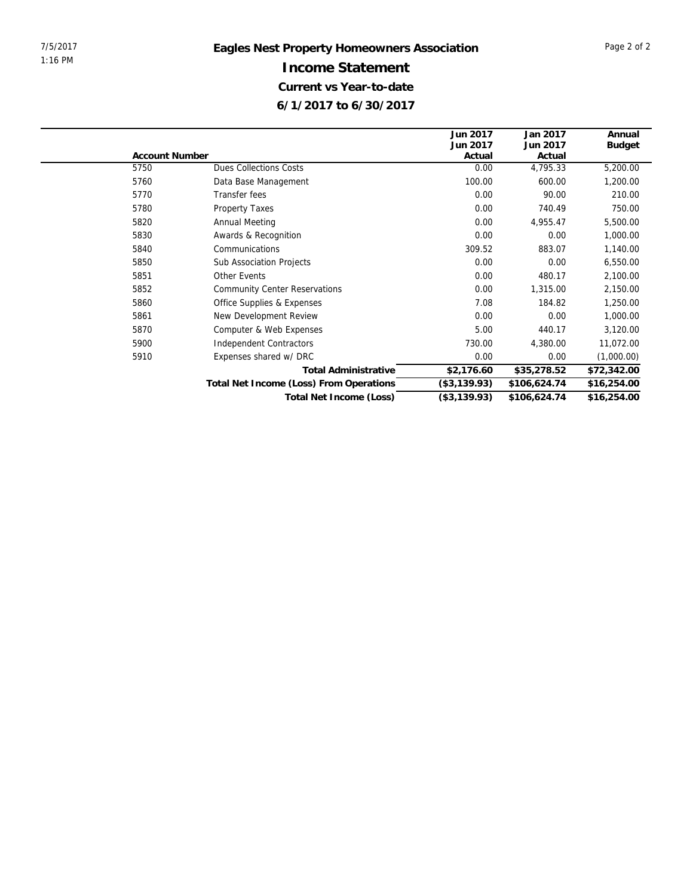# Eagles Nest Property Homeowners Association

## Income Statement

### Current vs Year-to-date

### 6/1/2017 to 6/30/2017

| Account Number | | Jun 2017 Jun 2017 Actual | Jan 2017 Jun 2017 Actual | Annual Budget |
|---|---|---|---|---|
| 5750 | Dues Collections Costs | 0.00 | 4,795.33 | 5,200.00 |
| 5760 | Data Base Management | 100.00 | 600.00 | 1,200.00 |
| 5770 | Transfer fees | 0.00 | 90.00 | 210.00 |
| 5780 | Property Taxes | 0.00 | 740.49 | 750.00 |
| 5820 | Annual Meeting | 0.00 | 4,955.47 | 5,500.00 |
| 5830 | Awards & Recognition | 0.00 | 0.00 | 1,000.00 |
| 5840 | Communications | 309.52 | 883.07 | 1,140.00 |
| 5850 | Sub Association Projects | 0.00 | 0.00 | 6,550.00 |
| 5851 | Other Events | 0.00 | 480.17 | 2,100.00 |
| 5852 | Community Center Reservations | 0.00 | 1,315.00 | 2,150.00 |
| 5860 | Office Supplies & Expenses | 7.08 | 184.82 | 1,250.00 |
| 5861 | New Development Review | 0.00 | 0.00 | 1,000.00 |
| 5870 | Computer & Web Expenses | 5.00 | 440.17 | 3,120.00 |
| 5900 | Independent Contractors | 730.00 | 4,380.00 | 11,072.00 |
| 5910 | Expenses shared w/ DRC | 0.00 | 0.00 | (1,000.00) |
| | **Total Administrative** | **$2,176.60** | **$35,278.52** | **$72,342.00** |
| | **Total Net Income (Loss) From Operations** | **($3,139.93)** | **$106,624.74** | **$16,254.00** |
| | **Total Net Income (Loss)** | **($3,139.93)** | **$106,624.74** | **$16,254.00** |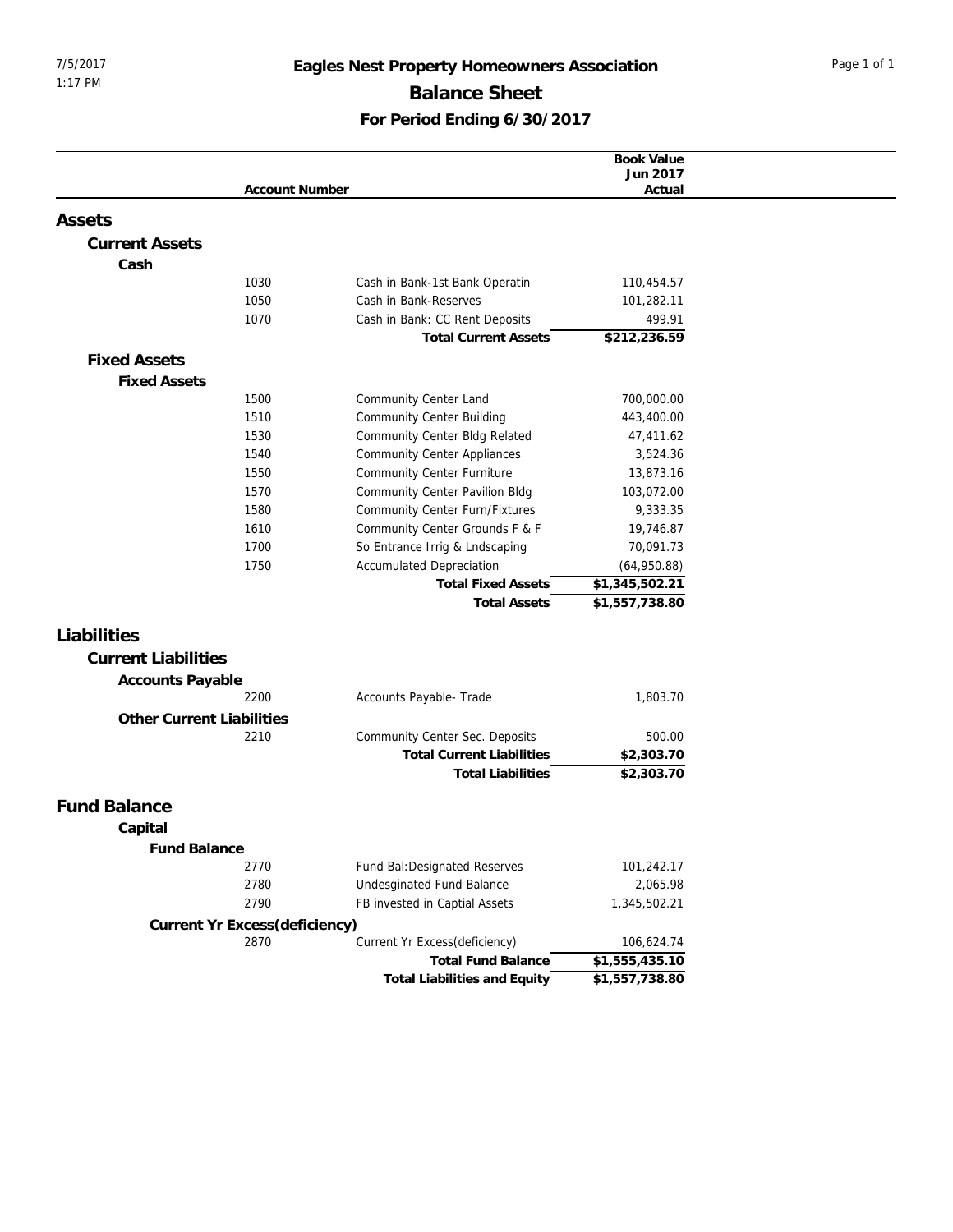# Eagles Nest Property Homeowners Association

## Balance Sheet

### For Period Ending 6/30/2017

| | Account Number | | Book Value Jun 2017 Actual |
|---|---|---|---|
| **Assets** | | | |
| **Current Assets** | | | |
| **Cash** | | | |
| | 1030 | Cash in Bank-1st Bank Operatin | 110,454.57 |
| | 1050 | Cash in Bank-Reserves | 101,282.11 |
| | 1070 | Cash in Bank: CC Rent Deposits | 499.91 |
| | | **Total Current Assets** | **$212,236.59** |
| **Fixed Assets** | | | |
| **Fixed Assets** | | | |
| | 1500 | Community Center Land | 700,000.00 |
| | 1510 | Community Center Building | 443,400.00 |
| | 1530 | Community Center Bldg Related | 47,411.62 |
| | 1540 | Community Center Appliances | 3,524.36 |
| | 1550 | Community Center Furniture | 13,873.16 |
| | 1570 | Community Center Pavilion Bldg | 103,072.00 |
| | 1580 | Community Center Furn/Fixtures | 9,333.35 |
| | 1610 | Community Center Grounds F & F | 19,746.87 |
| | 1700 | So Entrance Irrig & Lndscaping | 70,091.73 |
| | 1750 | Accumulated Depreciation | (64,950.88) |
| | | **Total Fixed Assets** | **$1,345,502.21** |
| | | **Total Assets** | **$1,557,738.80** |
| **Liabilities** | | | |
| **Current Liabilities** | | | |
| **Accounts Payable** | | | |
| | 2200 | Accounts Payable- Trade | 1,803.70 |
| **Other Current Liabilities** | | | |
| | 2210 | Community Center Sec. Deposits | 500.00 |
| | | **Total Current Liabilities** | **$2,303.70** |
| | | **Total Liabilities** | **$2,303.70** |
| **Fund Balance** | | | |
| **Capital** | | | |
| **Fund Balance** | | | |
| | 2770 | Fund Bal:Designated Reserves | 101,242.17 |
| | 2780 | Undesginated Fund Balance | 2,065.98 |
| | 2790 | FB invested in Captial Assets | 1,345,502.21 |
| **Current Yr Excess(deficiency)** | | | |
| | 2870 | Current Yr Excess(deficiency) | 106,624.74 |
| | | **Total Fund Balance** | **$1,555,435.10** |
| | | **Total Liabilities and Equity** | **$1,557,738.80** |